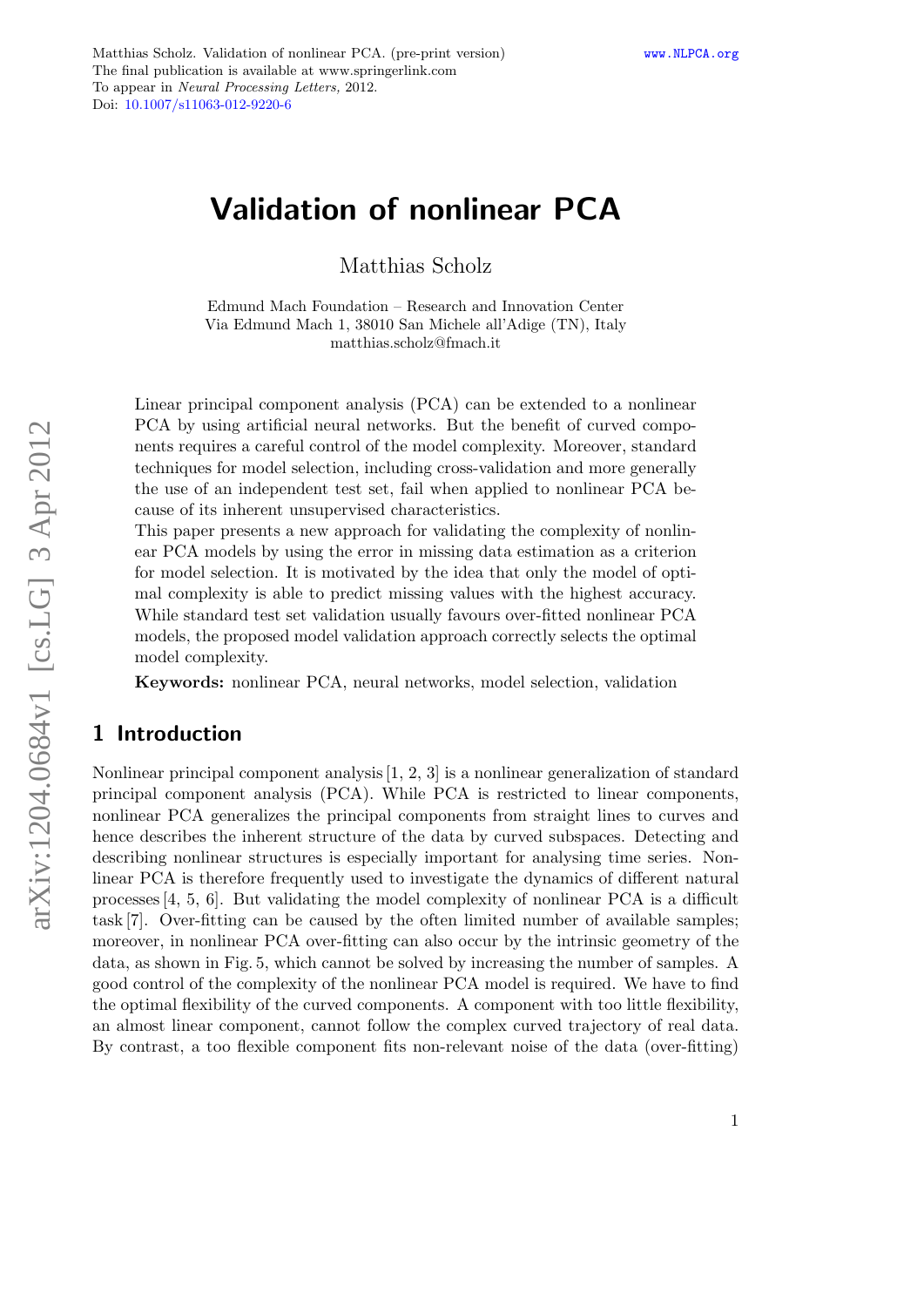Matthias Scholz. Validation of nonlinear PCA. (pre-print version)
The final publication is available at www.springerlink.com
To appear in *Neural Processing Letters,* 2012.
Doi: 10.1007/s11063-012-9220-6

www.NLPCA.org

# Validation of nonlinear PCA

Matthias Scholz

Edmund Mach Foundation – Research and Innovation Center
Via Edmund Mach 1, 38010 San Michele all'Adige (TN), Italy
matthias.scholz@fmach.it

Linear principal component analysis (PCA) can be extended to a nonlinear PCA by using artificial neural networks. But the benefit of curved components requires a careful control of the model complexity. Moreover, standard techniques for model selection, including cross-validation and more generally the use of an independent test set, fail when applied to nonlinear PCA because of its inherent unsupervised characteristics.
This paper presents a new approach for validating the complexity of nonlinear PCA models by using the error in missing data estimation as a criterion for model selection. It is motivated by the idea that only the model of optimal complexity is able to predict missing values with the highest accuracy. While standard test set validation usually favours over-fitted nonlinear PCA models, the proposed model validation approach correctly selects the optimal model complexity.

**Keywords:** nonlinear PCA, neural networks, model selection, validation

## 1 Introduction

Nonlinear principal component analysis [1, 2, 3] is a nonlinear generalization of standard principal component analysis (PCA). While PCA is restricted to linear components, nonlinear PCA generalizes the principal components from straight lines to curves and hence describes the inherent structure of the data by curved subspaces. Detecting and describing nonlinear structures is especially important for analysing time series. Nonlinear PCA is therefore frequently used to investigate the dynamics of different natural processes [4, 5, 6]. But validating the model complexity of nonlinear PCA is a difficult task [7]. Over-fitting can be caused by the often limited number of available samples; moreover, in nonlinear PCA over-fitting can also occur by the intrinsic geometry of the data, as shown in Fig. 5, which cannot be solved by increasing the number of samples. A good control of the complexity of the nonlinear PCA model is required. We have to find the optimal flexibility of the curved components. A component with too little flexibility, an almost linear component, cannot follow the complex curved trajectory of real data. By contrast, a too flexible component fits non-relevant noise of the data (over-fitting)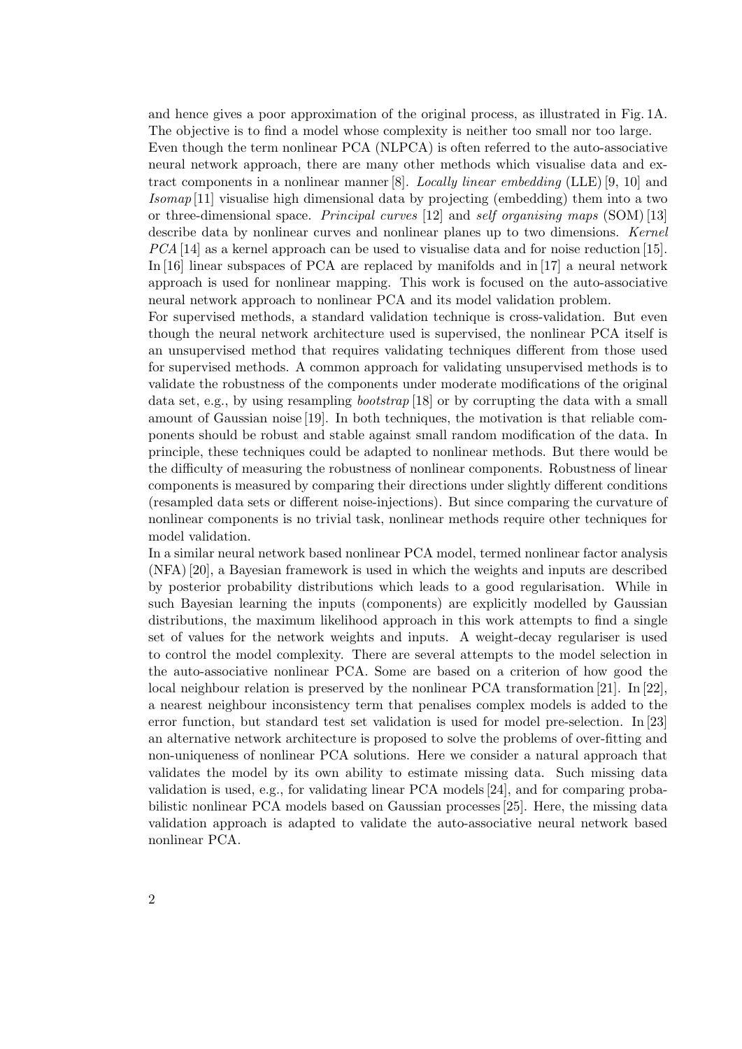and hence gives a poor approximation of the original process, as illustrated in Fig. 1A. The objective is to find a model whose complexity is neither too small nor too large.

Even though the term nonlinear PCA (NLPCA) is often referred to the auto-associative neural network approach, there are many other methods which visualise data and extract components in a nonlinear manner [8]. *Locally linear embedding* (LLE) [9, 10] and *Isomap* [11] visualise high dimensional data by projecting (embedding) them into a two or three-dimensional space. *Principal curves* [12] and *self organising maps* (SOM) [13] describe data by nonlinear curves and nonlinear planes up to two dimensions. *Kernel PCA* [14] as a kernel approach can be used to visualise data and for noise reduction [15]. In [16] linear subspaces of PCA are replaced by manifolds and in [17] a neural network approach is used for nonlinear mapping. This work is focused on the auto-associative neural network approach to nonlinear PCA and its model validation problem.

For supervised methods, a standard validation technique is cross-validation. But even though the neural network architecture used is supervised, the nonlinear PCA itself is an unsupervised method that requires validating techniques different from those used for supervised methods. A common approach for validating unsupervised methods is to validate the robustness of the components under moderate modifications of the original data set, e.g., by using resampling *bootstrap* [18] or by corrupting the data with a small amount of Gaussian noise [19]. In both techniques, the motivation is that reliable components should be robust and stable against small random modification of the data. In principle, these techniques could be adapted to nonlinear methods. But there would be the difficulty of measuring the robustness of nonlinear components. Robustness of linear components is measured by comparing their directions under slightly different conditions (resampled data sets or different noise-injections). But since comparing the curvature of nonlinear components is no trivial task, nonlinear methods require other techniques for model validation.

In a similar neural network based nonlinear PCA model, termed nonlinear factor analysis (NFA) [20], a Bayesian framework is used in which the weights and inputs are described by posterior probability distributions which leads to a good regularisation. While in such Bayesian learning the inputs (components) are explicitly modelled by Gaussian distributions, the maximum likelihood approach in this work attempts to find a single set of values for the network weights and inputs. A weight-decay regulariser is used to control the model complexity. There are several attempts to the model selection in the auto-associative nonlinear PCA. Some are based on a criterion of how good the local neighbour relation is preserved by the nonlinear PCA transformation [21]. In [22], a nearest neighbour inconsistency term that penalises complex models is added to the error function, but standard test set validation is used for model pre-selection. In [23] an alternative network architecture is proposed to solve the problems of over-fitting and non-uniqueness of nonlinear PCA solutions. Here we consider a natural approach that validates the model by its own ability to estimate missing data. Such missing data validation is used, e.g., for validating linear PCA models [24], and for comparing probabilistic nonlinear PCA models based on Gaussian processes [25]. Here, the missing data validation approach is adapted to validate the auto-associative neural network based nonlinear PCA.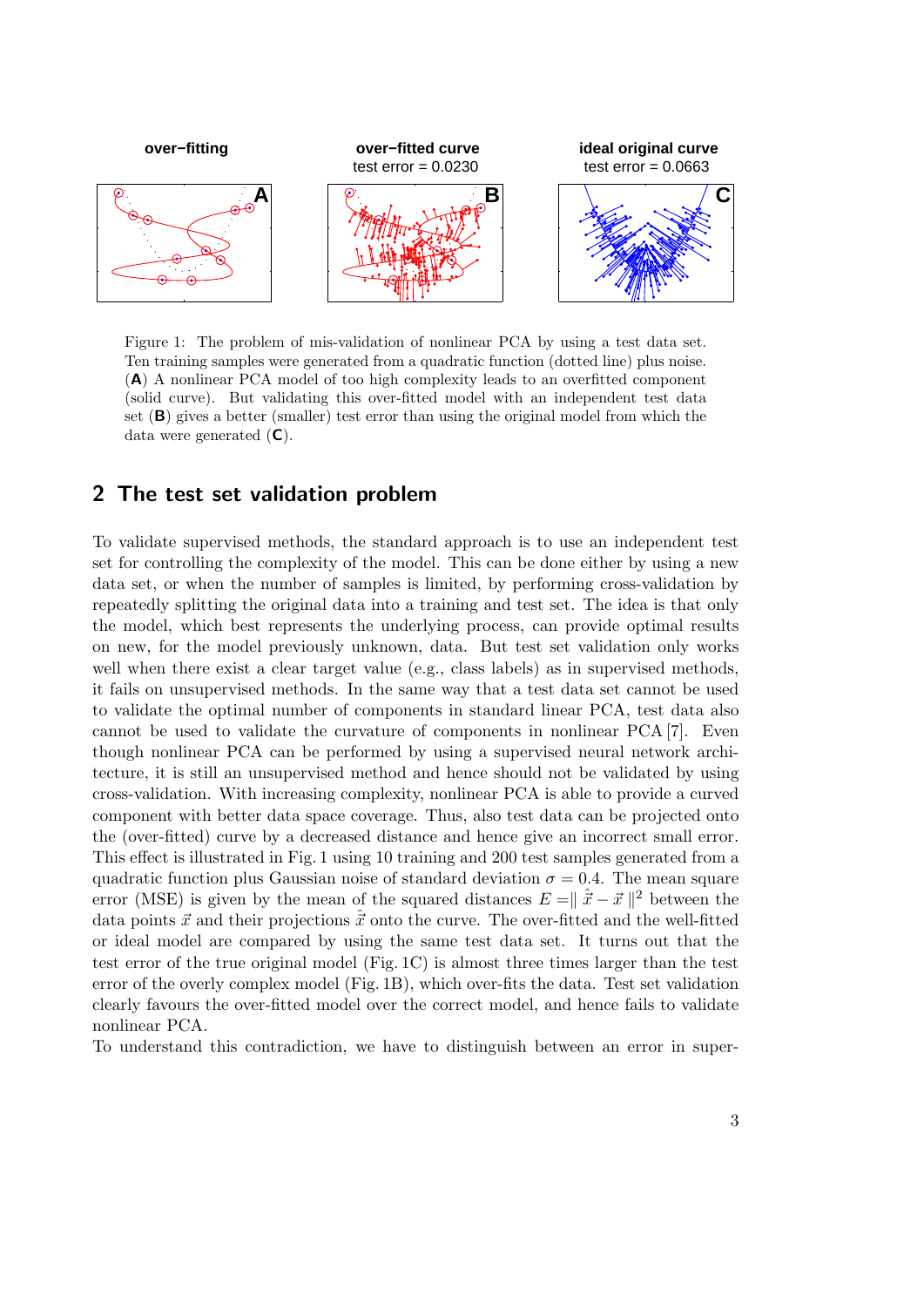Figure 1: The problem of mis-validation of nonlinear PCA by using a test data set. Ten training samples were generated from a quadratic function (dotted line) plus noise. (**A**) A nonlinear PCA model of too high complexity leads to an overfitted component (solid curve). But validating this over-fitted model with an independent test data set (**B**) gives a better (smaller) test error than using the original model from which the data were generated (**C**).

## 2 The test set validation problem

To validate supervised methods, the standard approach is to use an independent test set for controlling the complexity of the model. This can be done either by using a new data set, or when the number of samples is limited, by performing cross-validation by repeatedly splitting the original data into a training and test set. The idea is that only the model, which best represents the underlying process, can provide optimal results on new, for the model previously unknown, data. But test set validation only works well when there exist a clear target value (e.g., class labels) as in supervised methods, it fails on unsupervised methods. In the same way that a test data set cannot be used to validate the optimal number of components in standard linear PCA, test data also cannot be used to validate the curvature of components in nonlinear PCA [7]. Even though nonlinear PCA can be performed by using a supervised neural network architecture, it is still an unsupervised method and hence should not be validated by using cross-validation. With increasing complexity, nonlinear PCA is able to provide a curved component with better data space coverage. Thus, also test data can be projected onto the (over-fitted) curve by a decreased distance and hence give an incorrect small error. This effect is illustrated in Fig. 1 using 10 training and 200 test samples generated from a quadratic function plus Gaussian noise of standard deviation $\sigma = 0.4$. The mean square error (MSE) is given by the mean of the squared distances $E = \| \hat{\vec{x}} - \vec{x} \|^2$ between the data points $\vec{x}$ and their projections $\hat{\vec{x}}$ onto the curve. The over-fitted and the well-fitted or ideal model are compared by using the same test data set. It turns out that the test error of the true original model (Fig. 1C) is almost three times larger than the test error of the overly complex model (Fig. 1B), which over-fits the data. Test set validation clearly favours the over-fitted model over the correct model, and hence fails to validate nonlinear PCA.

To understand this contradiction, we have to distinguish between an error in super-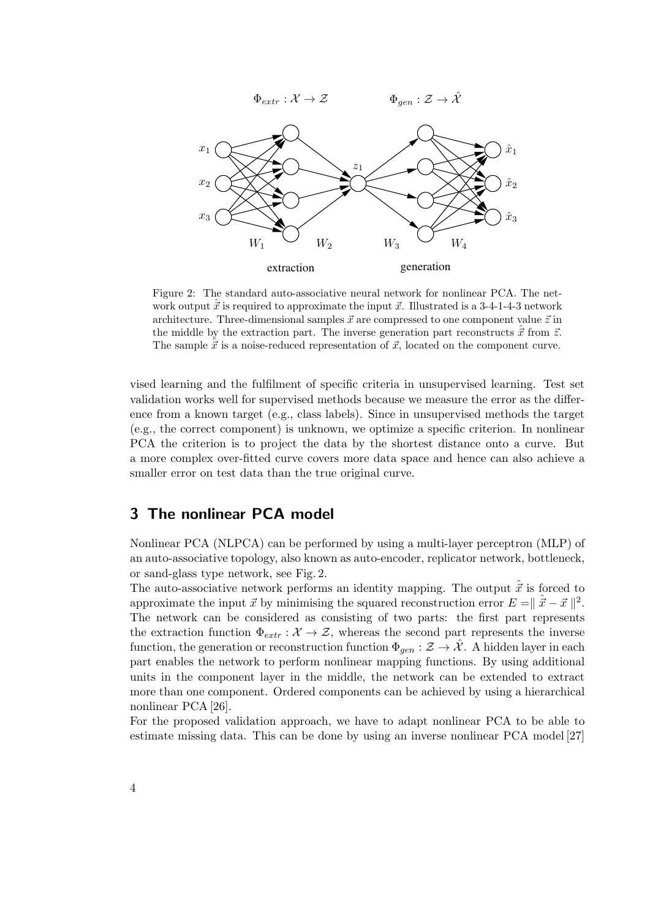Figure 2: The standard auto-associative neural network for nonlinear PCA. The network output $\hat{\vec{x}}$ is required to approximate the input $\vec{x}$. Illustrated is a 3-4-1-4-3 network architecture. Three-dimensional samples $\vec{x}$ are compressed to one component value $\vec{z}$ in the middle by the extraction part. The inverse generation part reconstructs $\hat{\vec{x}}$ from $\vec{z}$. The sample $\hat{\vec{x}}$ is a noise-reduced representation of $\vec{x}$, located on the component curve.

vised learning and the fulfilment of specific criteria in unsupervised learning. Test set validation works well for supervised methods because we measure the error as the difference from a known target (e.g., class labels). Since in unsupervised methods the target (e.g., the correct component) is unknown, we optimize a specific criterion. In nonlinear PCA the criterion is to project the data by the shortest distance onto a curve. But a more complex over-fitted curve covers more data space and hence can also achieve a smaller error on test data than the true original curve.

## 3 The nonlinear PCA model

Nonlinear PCA (NLPCA) can be performed by using a multi-layer perceptron (MLP) of an auto-associative topology, also known as auto-encoder, replicator network, bottleneck, or sand-glass type network, see Fig. 2.

The auto-associative network performs an identity mapping. The output $\hat{\vec{x}}$ is forced to approximate the input $\vec{x}$ by minimising the squared reconstruction error $E = \| \hat{\vec{x}} - \vec{x} \|^2$. The network can be considered as consisting of two parts: the first part represents the extraction function $\Phi_{extr} : \mathcal{X} \to \mathcal{Z}$, whereas the second part represents the inverse function, the generation or reconstruction function $\Phi_{gen} : \mathcal{Z} \to \hat{\mathcal{X}}$. A hidden layer in each part enables the network to perform nonlinear mapping functions. By using additional units in the component layer in the middle, the network can be extended to extract more than one component. Ordered components can be achieved by using a hierarchical nonlinear PCA [26].

For the proposed validation approach, we have to adapt nonlinear PCA to be able to estimate missing data. This can be done by using an inverse nonlinear PCA model [27]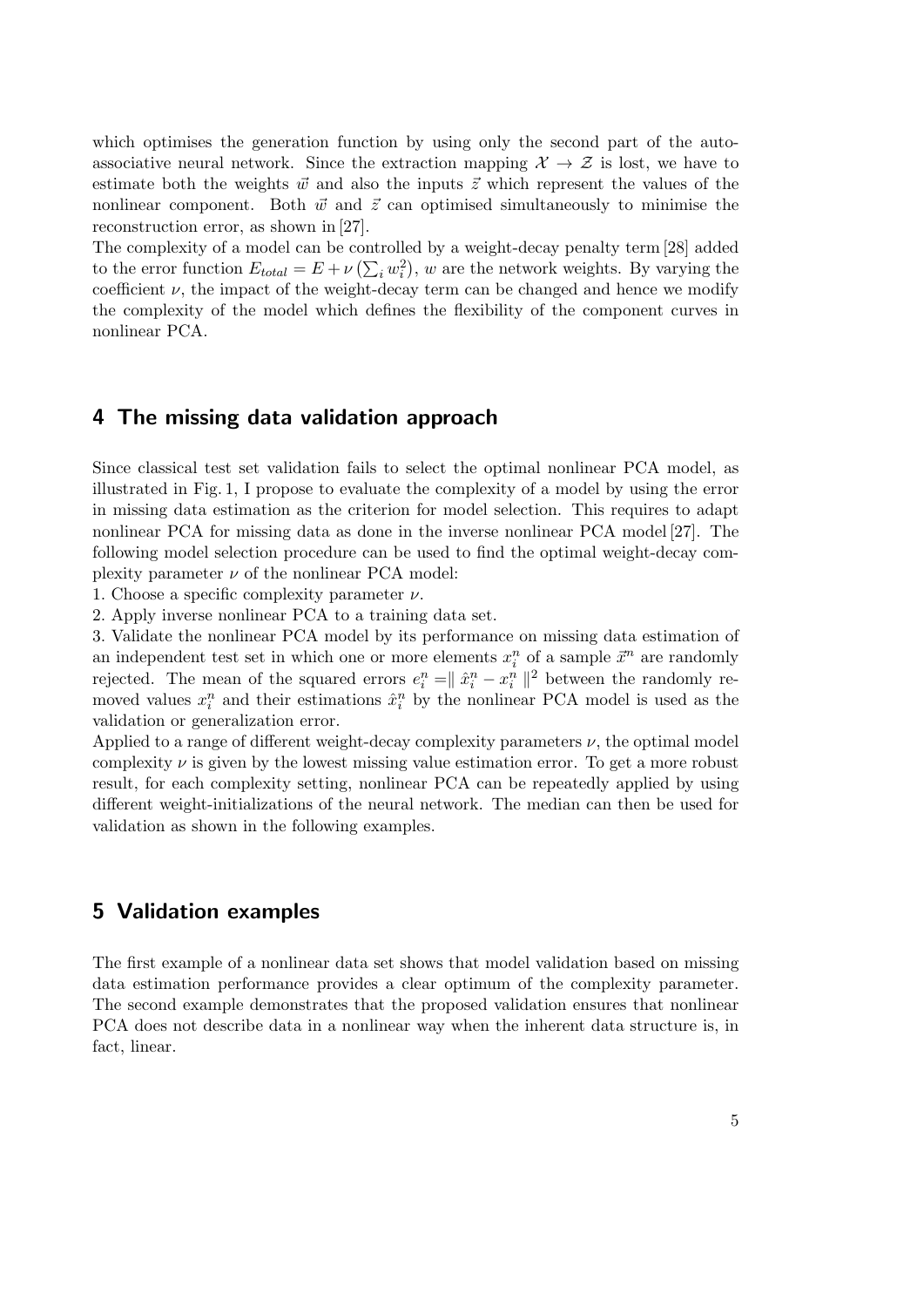which optimises the generation function by using only the second part of the auto-associative neural network. Since the extraction mapping $\mathcal{X} \rightarrow \mathcal{Z}$ is lost, we have to estimate both the weights $\vec{w}$ and also the inputs $\vec{z}$ which represent the values of the nonlinear component. Both $\vec{w}$ and $\vec{z}$ can optimised simultaneously to minimise the reconstruction error, as shown in [27].

The complexity of a model can be controlled by a weight-decay penalty term [28] added to the error function $E_{total} = E + \nu \left(\sum_i w_i^2\right)$, $w$ are the network weights. By varying the coefficient $\nu$, the impact of the weight-decay term can be changed and hence we modify the complexity of the model which defines the flexibility of the component curves in nonlinear PCA.

## 4 The missing data validation approach

Since classical test set validation fails to select the optimal nonlinear PCA model, as illustrated in Fig. 1, I propose to evaluate the complexity of a model by using the error in missing data estimation as the criterion for model selection. This requires to adapt nonlinear PCA for missing data as done in the inverse nonlinear PCA model [27]. The following model selection procedure can be used to find the optimal weight-decay complexity parameter $\nu$ of the nonlinear PCA model:

1. Choose a specific complexity parameter $\nu$.
2. Apply inverse nonlinear PCA to a training data set.
3. Validate the nonlinear PCA model by its performance on missing data estimation of an independent test set in which one or more elements $x_i^n$ of a sample $\vec{x}^n$ are randomly rejected. The mean of the squared errors $e_i^n = \| \hat{x}_i^n - x_i^n \|^2$ between the randomly removed values $x_i^n$ and their estimations $\hat{x}_i^n$ by the nonlinear PCA model is used as the validation or generalization error.

Applied to a range of different weight-decay complexity parameters $\nu$, the optimal model complexity $\nu$ is given by the lowest missing value estimation error. To get a more robust result, for each complexity setting, nonlinear PCA can be repeatedly applied by using different weight-initializations of the neural network. The median can then be used for validation as shown in the following examples.

## 5 Validation examples

The first example of a nonlinear data set shows that model validation based on missing data estimation performance provides a clear optimum of the complexity parameter. The second example demonstrates that the proposed validation ensures that nonlinear PCA does not describe data in a nonlinear way when the inherent data structure is, in fact, linear.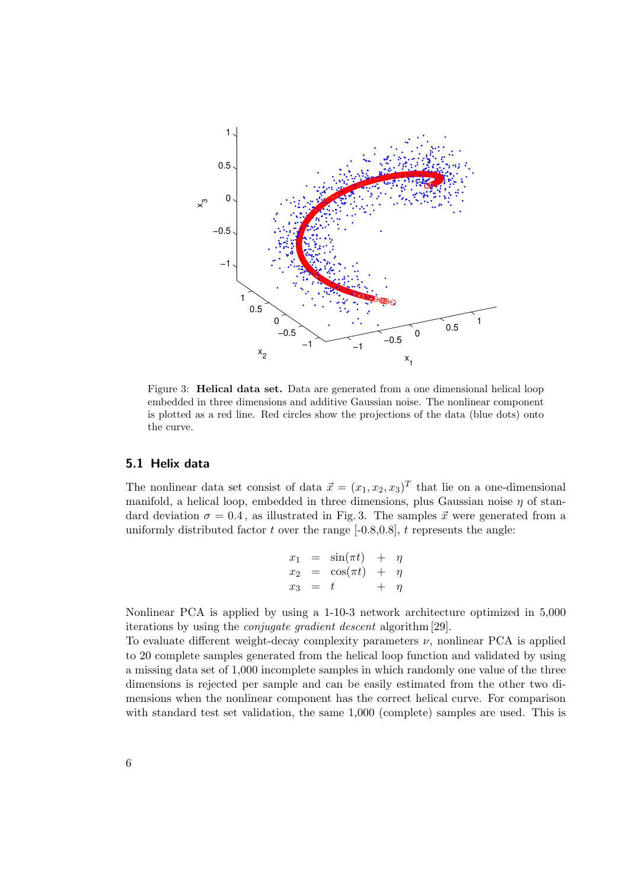Figure 3: **Helical data set.** Data are generated from a one dimensional helical loop embedded in three dimensions and additive Gaussian noise. The nonlinear component is plotted as a red line. Red circles show the projections of the data (blue dots) onto the curve.

## 5.1 Helix data

The nonlinear data set consist of data $\vec{x} = (x_1, x_2, x_3)^T$ that lie on a one-dimensional manifold, a helical loop, embedded in three dimensions, plus Gaussian noise $\eta$ of standard deviation $\sigma = 0.4$, as illustrated in Fig. 3. The samples $\vec{x}$ were generated from a uniformly distributed factor $t$ over the range [-0.8,0.8], $t$ represents the angle:

$$
\begin{aligned}
x_1 &= \sin(\pi t) + \eta \\
x_2 &= \cos(\pi t) + \eta \\
x_3 &= t + \eta
\end{aligned}
$$

Nonlinear PCA is applied by using a 1-10-3 network architecture optimized in 5,000 iterations by using the *conjugate gradient descent* algorithm [29].

To evaluate different weight-decay complexity parameters $\nu$, nonlinear PCA is applied to 20 complete samples generated from the helical loop function and validated by using a missing data set of 1,000 incomplete samples in which randomly one value of the three dimensions is rejected per sample and can be easily estimated from the other two dimensions when the nonlinear component has the correct helical curve. For comparison with standard test set validation, the same 1,000 (complete) samples are used. This is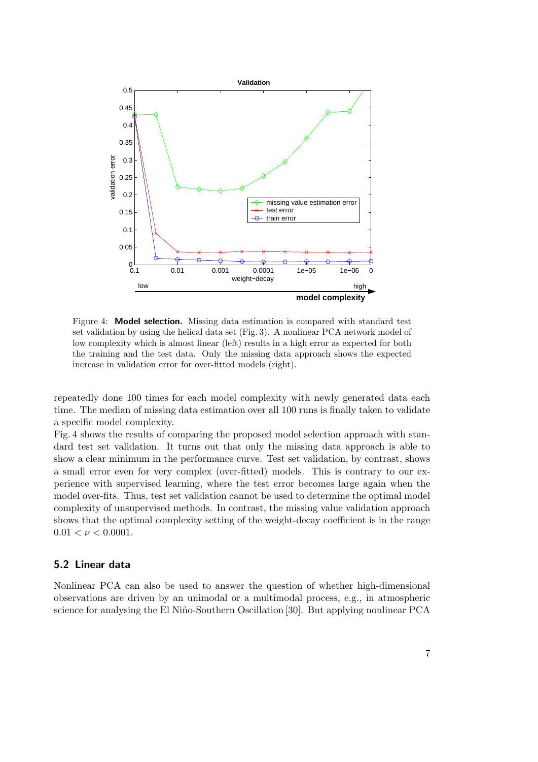Figure 4: **Model selection.** Missing data estimation is compared with standard test set validation by using the helical data set (Fig. 3). A nonlinear PCA network model of low complexity which is almost linear (left) results in a high error as expected for both the training and the test data. Only the missing data approach shows the expected increase in validation error for over-fitted models (right).

repeatedly done 100 times for each model complexity with newly generated data each time. The median of missing data estimation over all 100 runs is finally taken to validate a specific model complexity.

Fig. 4 shows the results of comparing the proposed model selection approach with standard test set validation. It turns out that only the missing data approach is able to show a clear minimum in the performance curve. Test set validation, by contrast, shows a small error even for very complex (over-fitted) models. This is contrary to our experience with supervised learning, where the test error becomes large again when the model over-fits. Thus, test set validation cannot be used to determine the optimal model complexity of unsupervised methods. In contrast, the missing value validation approach shows that the optimal complexity setting of the weight-decay coefficient is in the range $0.01 < \nu < 0.0001$.

## 5.2 Linear data

Nonlinear PCA can also be used to answer the question of whether high-dimensional observations are driven by an unimodal or a multimodal process, e.g., in atmospheric science for analysing the El Niño-Southern Oscillation [30]. But applying nonlinear PCA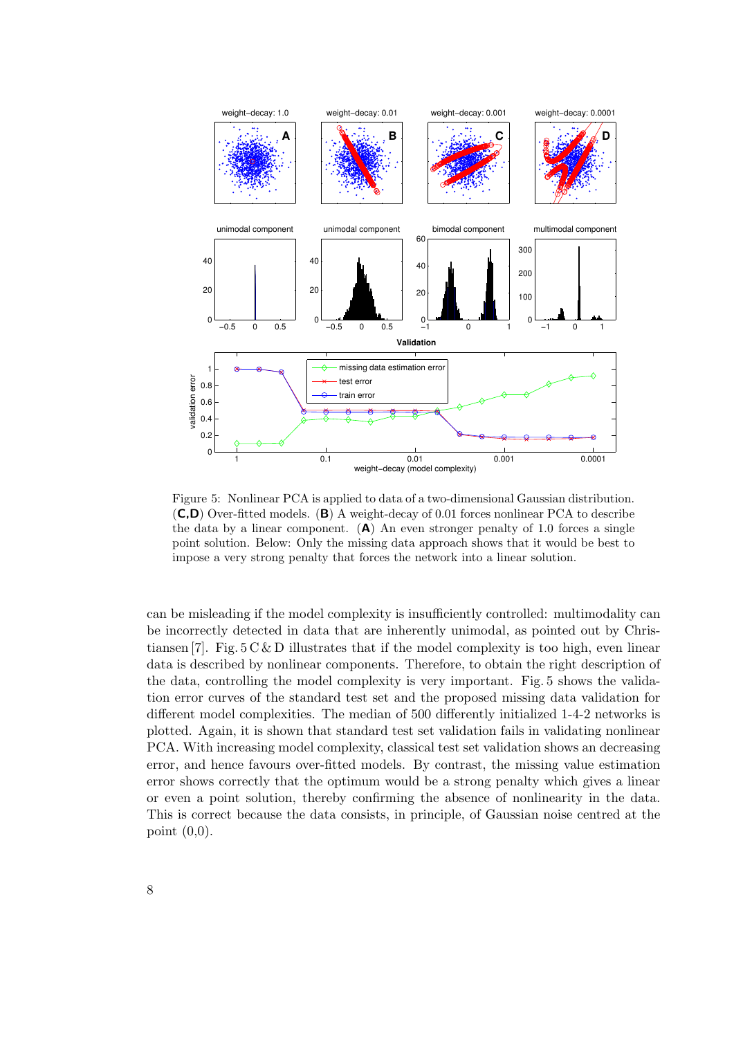Figure 5: Nonlinear PCA is applied to data of a two-dimensional Gaussian distribution. (**C,D**) Over-fitted models. (**B**) A weight-decay of 0.01 forces nonlinear PCA to describe the data by a linear component. (**A**) An even stronger penalty of 1.0 forces a single point solution. Below: Only the missing data approach shows that it would be best to impose a very strong penalty that forces the network into a linear solution.

can be misleading if the model complexity is insufficiently controlled: multimodality can be incorrectly detected in data that are inherently unimodal, as pointed out by Christiansen [7]. Fig. 5 C & D illustrates that if the model complexity is too high, even linear data is described by nonlinear components. Therefore, to obtain the right description of the data, controlling the model complexity is very important. Fig. 5 shows the validation error curves of the standard test set and the proposed missing data validation for different model complexities. The median of 500 differently initialized 1-4-2 networks is plotted. Again, it is shown that standard test set validation fails in validating nonlinear PCA. With increasing model complexity, classical test set validation shows an decreasing error, and hence favours over-fitted models. By contrast, the missing value estimation error shows correctly that the optimum would be a strong penalty which gives a linear or even a point solution, thereby confirming the absence of nonlinearity in the data. This is correct because the data consists, in principle, of Gaussian noise centred at the point (0,0).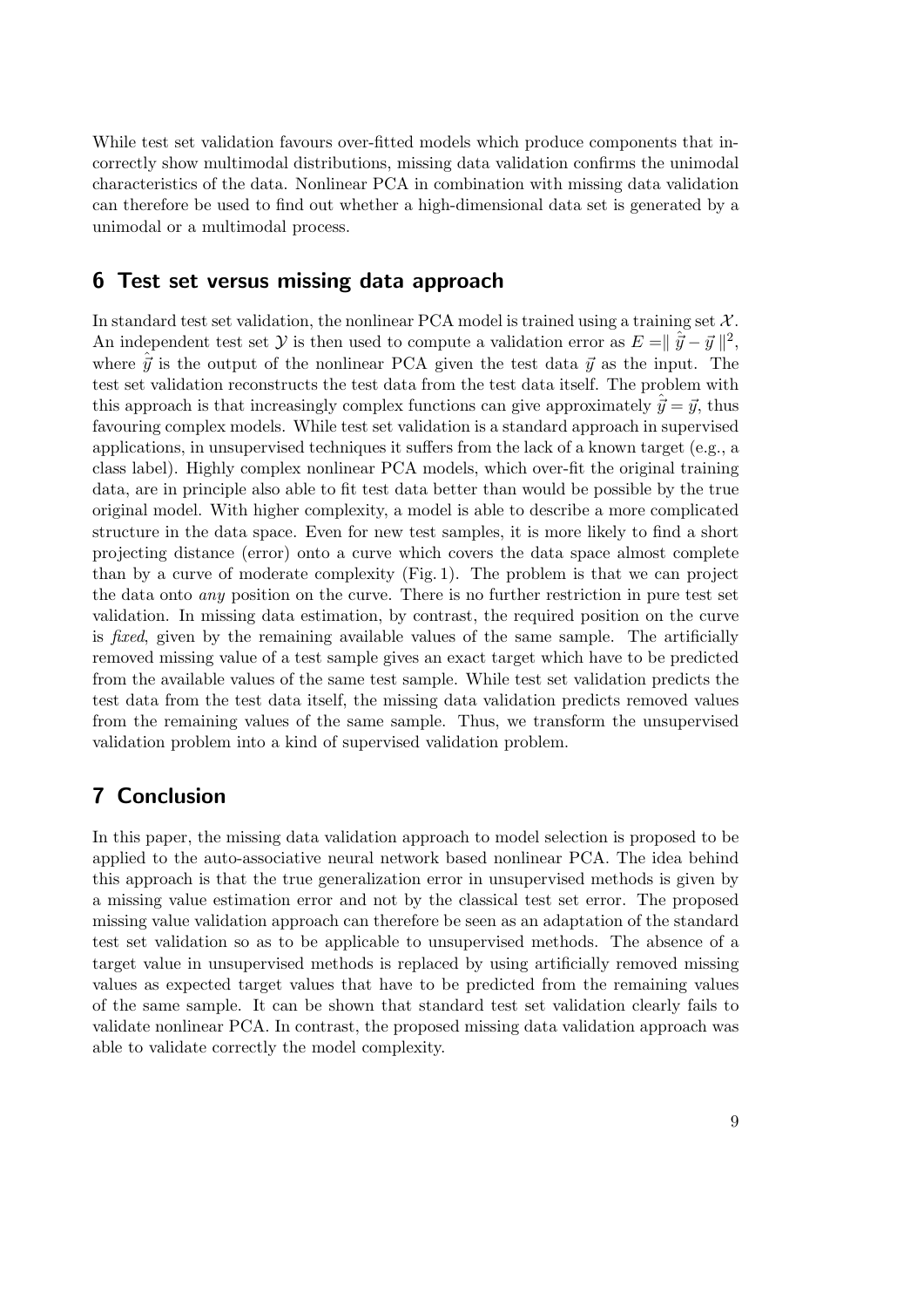While test set validation favours over-fitted models which produce components that incorrectly show multimodal distributions, missing data validation confirms the unimodal characteristics of the data. Nonlinear PCA in combination with missing data validation can therefore be used to find out whether a high-dimensional data set is generated by a unimodal or a multimodal process.

## 6 Test set versus missing data approach

In standard test set validation, the nonlinear PCA model is trained using a training set $\mathcal{X}$. An independent test set $\mathcal{Y}$ is then used to compute a validation error as $E = \| \hat{\vec{y}} - \vec{y} \|^2$, where $\hat{\vec{y}}$ is the output of the nonlinear PCA given the test data $\vec{y}$ as the input. The test set validation reconstructs the test data from the test data itself. The problem with this approach is that increasingly complex functions can give approximately $\hat{\vec{y}} = \vec{y}$, thus favouring complex models. While test set validation is a standard approach in supervised applications, in unsupervised techniques it suffers from the lack of a known target (e.g., a class label). Highly complex nonlinear PCA models, which over-fit the original training data, are in principle also able to fit test data better than would be possible by the true original model. With higher complexity, a model is able to describe a more complicated structure in the data space. Even for new test samples, it is more likely to find a short projecting distance (error) onto a curve which covers the data space almost complete than by a curve of moderate complexity (Fig. 1). The problem is that we can project the data onto *any* position on the curve. There is no further restriction in pure test set validation. In missing data estimation, by contrast, the required position on the curve is *fixed*, given by the remaining available values of the same sample. The artificially removed missing value of a test sample gives an exact target which have to be predicted from the available values of the same test sample. While test set validation predicts the test data from the test data itself, the missing data validation predicts removed values from the remaining values of the same sample. Thus, we transform the unsupervised validation problem into a kind of supervised validation problem.

## 7 Conclusion

In this paper, the missing data validation approach to model selection is proposed to be applied to the auto-associative neural network based nonlinear PCA. The idea behind this approach is that the true generalization error in unsupervised methods is given by a missing value estimation error and not by the classical test set error. The proposed missing value validation approach can therefore be seen as an adaptation of the standard test set validation so as to be applicable to unsupervised methods. The absence of a target value in unsupervised methods is replaced by using artificially removed missing values as expected target values that have to be predicted from the remaining values of the same sample. It can be shown that standard test set validation clearly fails to validate nonlinear PCA. In contrast, the proposed missing data validation approach was able to validate correctly the model complexity.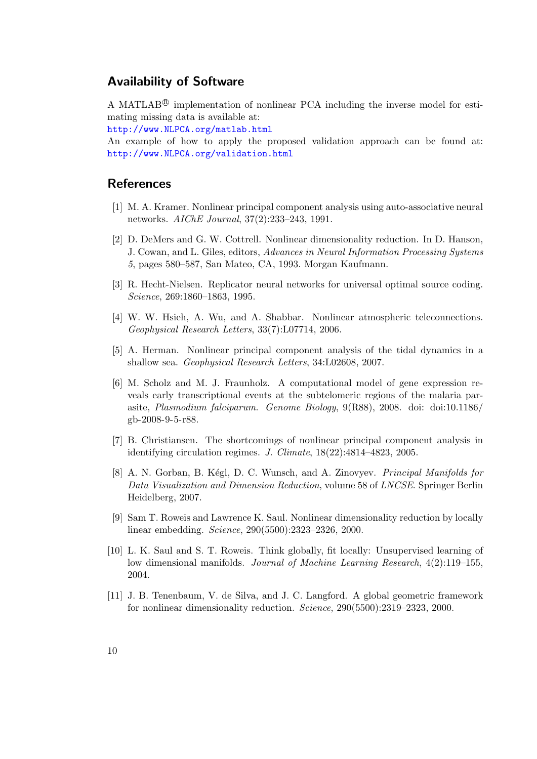## Availability of Software

A MATLAB® implementation of nonlinear PCA including the inverse model for estimating missing data is available at:
http://www.NLPCA.org/matlab.html
An example of how to apply the proposed validation approach can be found at: http://www.NLPCA.org/validation.html

## References

[1] M. A. Kramer. Nonlinear principal component analysis using auto-associative neural networks. *AIChE Journal*, 37(2):233–243, 1991.

[2] D. DeMers and G. W. Cottrell. Nonlinear dimensionality reduction. In D. Hanson, J. Cowan, and L. Giles, editors, *Advances in Neural Information Processing Systems 5*, pages 580–587, San Mateo, CA, 1993. Morgan Kaufmann.

[3] R. Hecht-Nielsen. Replicator neural networks for universal optimal source coding. *Science*, 269:1860–1863, 1995.

[4] W. W. Hsieh, A. Wu, and A. Shabbar. Nonlinear atmospheric teleconnections. *Geophysical Research Letters*, 33(7):L07714, 2006.

[5] A. Herman. Nonlinear principal component analysis of the tidal dynamics in a shallow sea. *Geophysical Research Letters*, 34:L02608, 2007.

[6] M. Scholz and M. J. Fraunholz. A computational model of gene expression reveals early transcriptional events at the subtelomeric regions of the malaria parasite, *Plasmodium falciparum*. *Genome Biology*, 9(R88), 2008. doi: doi:10.1186/gb-2008-9-5-r88.

[7] B. Christiansen. The shortcomings of nonlinear principal component analysis in identifying circulation regimes. *J. Climate*, 18(22):4814–4823, 2005.

[8] A. N. Gorban, B. Kégl, D. C. Wunsch, and A. Zinovyev. *Principal Manifolds for Data Visualization and Dimension Reduction*, volume 58 of *LNCSE*. Springer Berlin Heidelberg, 2007.

[9] Sam T. Roweis and Lawrence K. Saul. Nonlinear dimensionality reduction by locally linear embedding. *Science*, 290(5500):2323–2326, 2000.

[10] L. K. Saul and S. T. Roweis. Think globally, fit locally: Unsupervised learning of low dimensional manifolds. *Journal of Machine Learning Research*, 4(2):119–155, 2004.

[11] J. B. Tenenbaum, V. de Silva, and J. C. Langford. A global geometric framework for nonlinear dimensionality reduction. *Science*, 290(5500):2319–2323, 2000.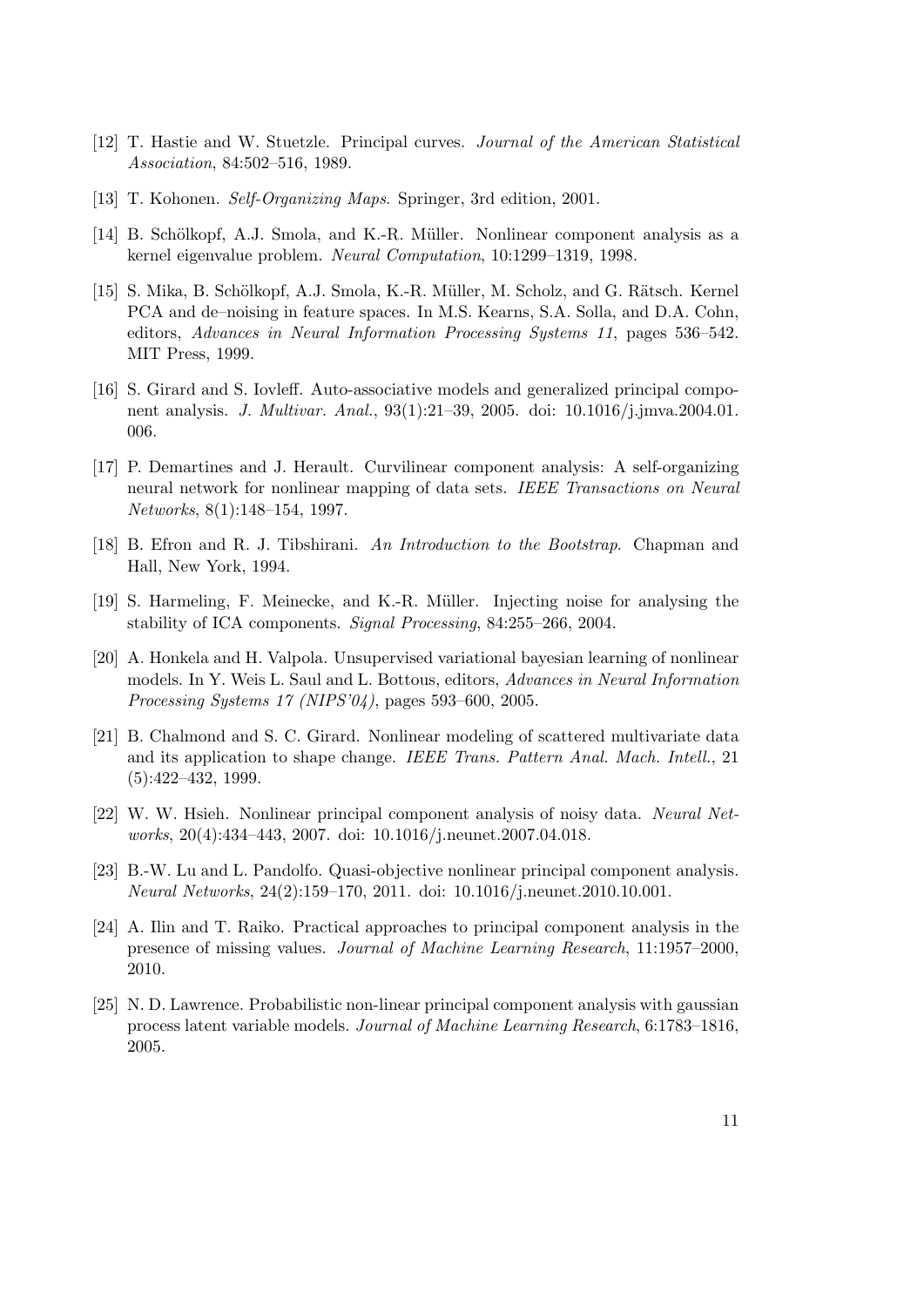[12] T. Hastie and W. Stuetzle. Principal curves. *Journal of the American Statistical Association*, 84:502–516, 1989.

[13] T. Kohonen. *Self-Organizing Maps*. Springer, 3rd edition, 2001.

[14] B. Schölkopf, A.J. Smola, and K.-R. Müller. Nonlinear component analysis as a kernel eigenvalue problem. *Neural Computation*, 10:1299–1319, 1998.

[15] S. Mika, B. Schölkopf, A.J. Smola, K.-R. Müller, M. Scholz, and G. Rätsch. Kernel PCA and de–noising in feature spaces. In M.S. Kearns, S.A. Solla, and D.A. Cohn, editors, *Advances in Neural Information Processing Systems 11*, pages 536–542. MIT Press, 1999.

[16] S. Girard and S. Iovleff. Auto-associative models and generalized principal component analysis. *J. Multivar. Anal.*, 93(1):21–39, 2005. doi: 10.1016/j.jmva.2004.01.006.

[17] P. Demartines and J. Herault. Curvilinear component analysis: A self-organizing neural network for nonlinear mapping of data sets. *IEEE Transactions on Neural Networks*, 8(1):148–154, 1997.

[18] B. Efron and R. J. Tibshirani. *An Introduction to the Bootstrap*. Chapman and Hall, New York, 1994.

[19] S. Harmeling, F. Meinecke, and K.-R. Müller. Injecting noise for analysing the stability of ICA components. *Signal Processing*, 84:255–266, 2004.

[20] A. Honkela and H. Valpola. Unsupervised variational bayesian learning of nonlinear models. In Y. Weis L. Saul and L. Bottous, editors, *Advances in Neural Information Processing Systems 17 (NIPS'04)*, pages 593–600, 2005.

[21] B. Chalmond and S. C. Girard. Nonlinear modeling of scattered multivariate data and its application to shape change. *IEEE Trans. Pattern Anal. Mach. Intell.*, 21 (5):422–432, 1999.

[22] W. W. Hsieh. Nonlinear principal component analysis of noisy data. *Neural Networks*, 20(4):434–443, 2007. doi: 10.1016/j.neunet.2007.04.018.

[23] B.-W. Lu and L. Pandolfo. Quasi-objective nonlinear principal component analysis. *Neural Networks*, 24(2):159–170, 2011. doi: 10.1016/j.neunet.2010.10.001.

[24] A. Ilin and T. Raiko. Practical approaches to principal component analysis in the presence of missing values. *Journal of Machine Learning Research*, 11:1957–2000, 2010.

[25] N. D. Lawrence. Probabilistic non-linear principal component analysis with gaussian process latent variable models. *Journal of Machine Learning Research*, 6:1783–1816, 2005.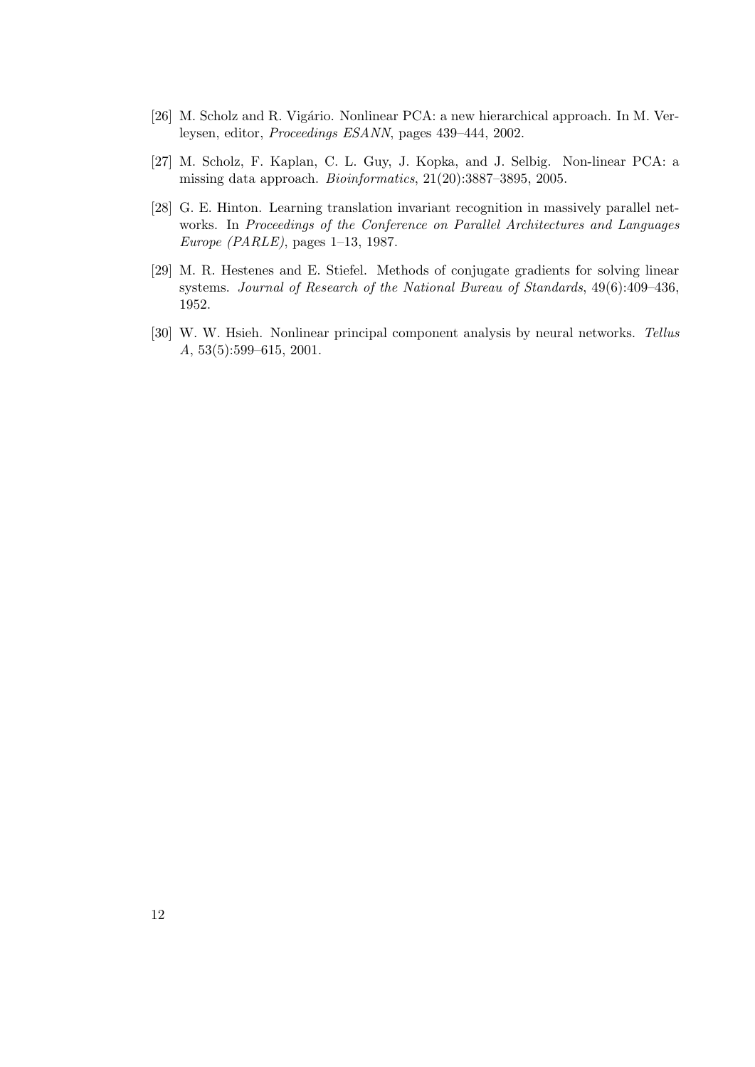[26] M. Scholz and R. Vigário. Nonlinear PCA: a new hierarchical approach. In M. Verleysen, editor, *Proceedings ESANN*, pages 439–444, 2002.

[27] M. Scholz, F. Kaplan, C. L. Guy, J. Kopka, and J. Selbig. Non-linear PCA: a missing data approach. *Bioinformatics*, 21(20):3887–3895, 2005.

[28] G. E. Hinton. Learning translation invariant recognition in massively parallel networks. In *Proceedings of the Conference on Parallel Architectures and Languages Europe (PARLE)*, pages 1–13, 1987.

[29] M. R. Hestenes and E. Stiefel. Methods of conjugate gradients for solving linear systems. *Journal of Research of the National Bureau of Standards*, 49(6):409–436, 1952.

[30] W. W. Hsieh. Nonlinear principal component analysis by neural networks. *Tellus A*, 53(5):599–615, 2001.